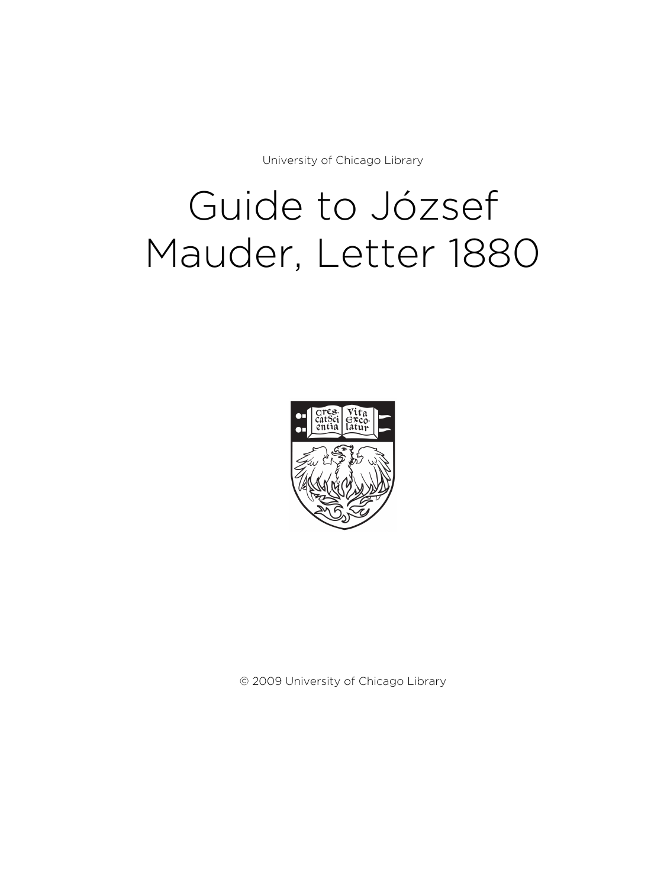University of Chicago Library

# Guide to József Mauder, Letter 1880

© 2009 University of Chicago Library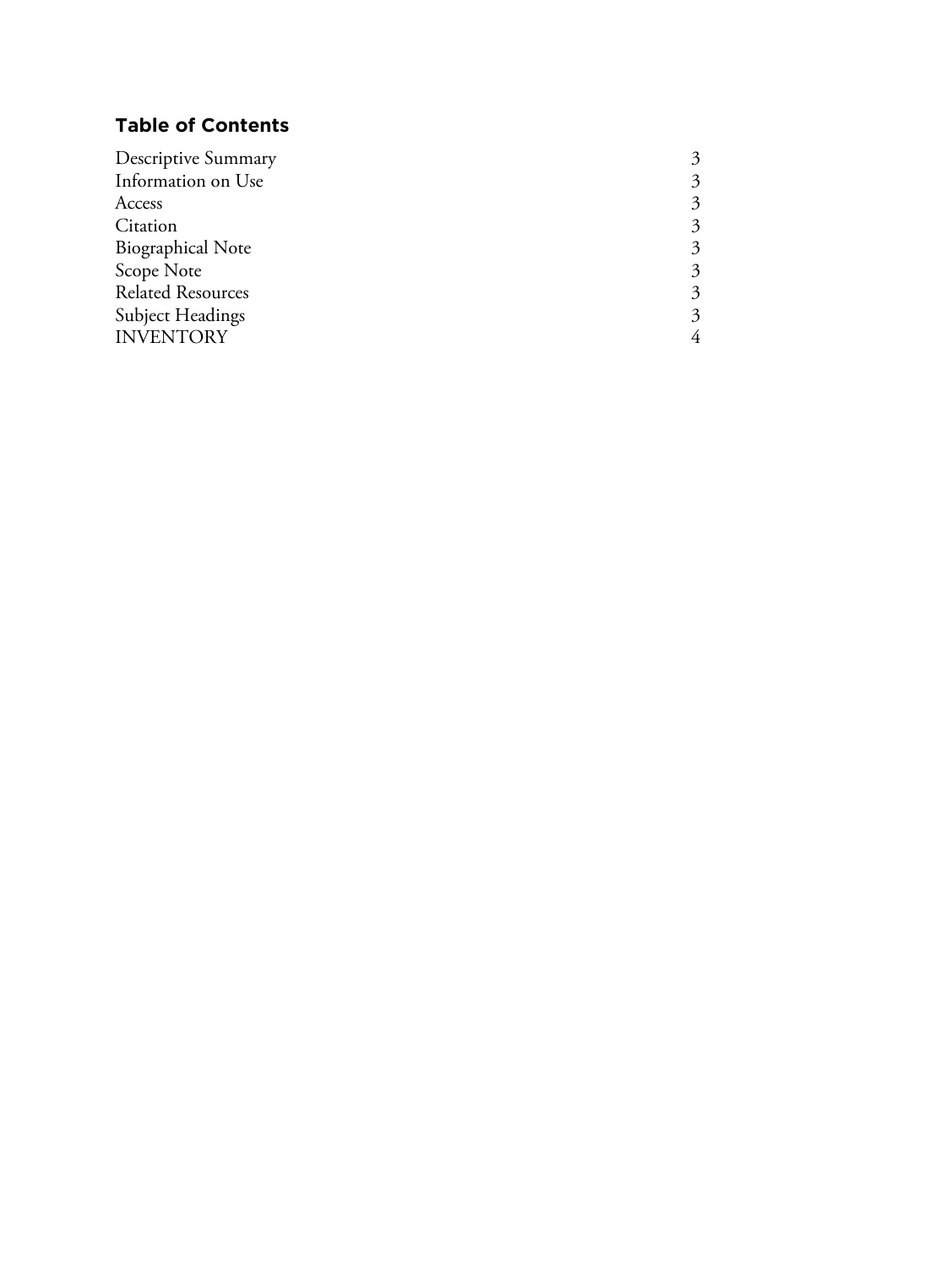## Table of Contents

| | |
|---|---|
| Descriptive Summary | 3 |
| Information on Use | 3 |
| Access | 3 |
| Citation | 3 |
| Biographical Note | 3 |
| Scope Note | 3 |
| Related Resources | 3 |
| Subject Headings | 3 |
| INVENTORY | 4 |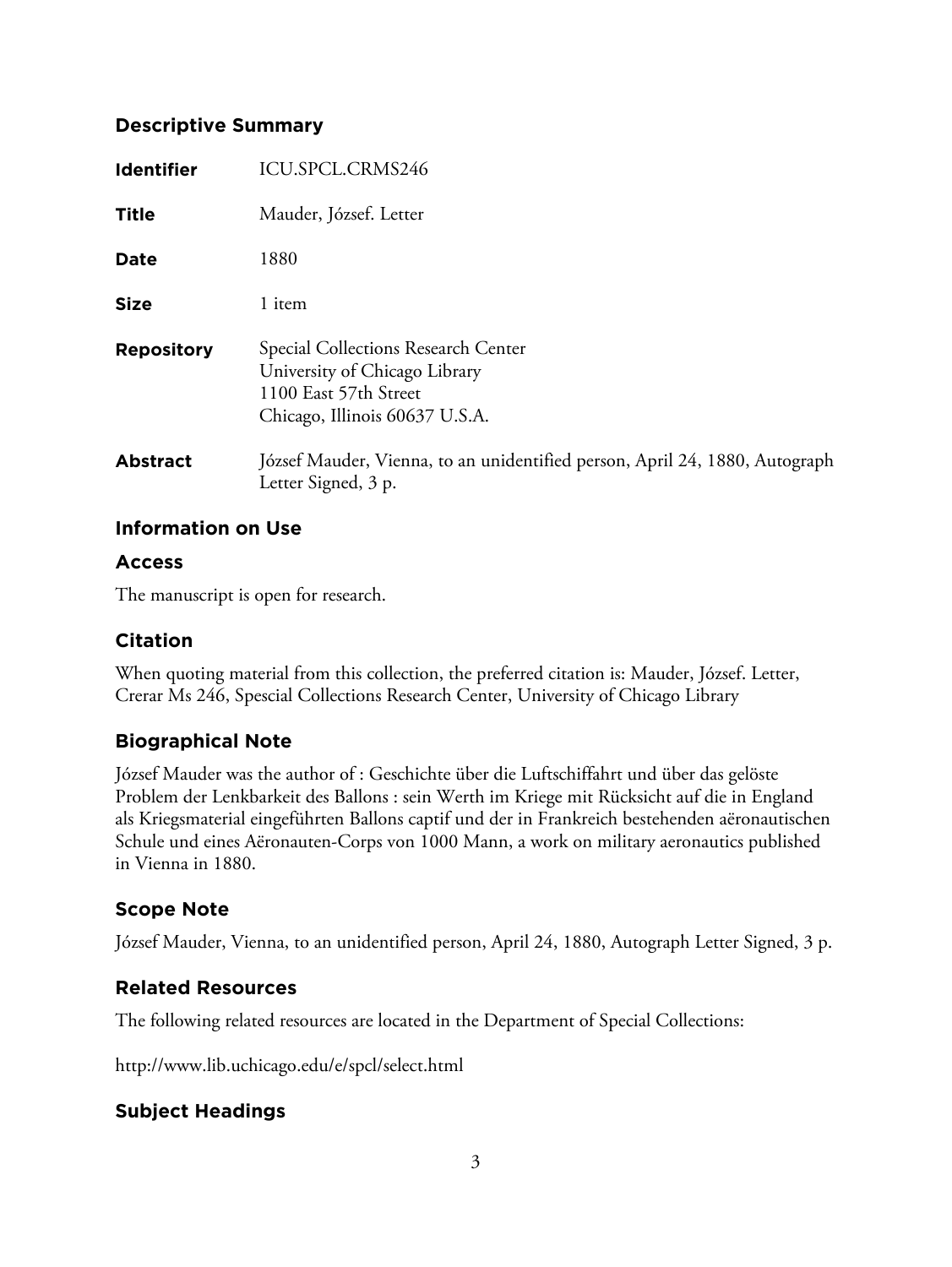## Descriptive Summary

| | |
|---|---|
| **Identifier** | ICU.SPCL.CRMS246 |
| **Title** | Mauder, József. Letter |
| **Date** | 1880 |
| **Size** | 1 item |
| **Repository** | Special Collections Research Center<br>University of Chicago Library<br>1100 East 57th Street<br>Chicago, Illinois 60637 U.S.A. |
| **Abstract** | József Mauder, Vienna, to an unidentified person, April 24, 1880, Autograph Letter Signed, 3 p. |

## Information on Use

### Access

The manuscript is open for research.

### Citation

When quoting material from this collection, the preferred citation is: Mauder, József. Letter, Crerar Ms 246, Spescial Collections Research Center, University of Chicago Library

## Biographical Note

József Mauder was the author of : Geschichte über die Luftschiffahrt und über das gelöste Problem der Lenkbarkeit des Ballons : sein Werth im Kriege mit Rücksicht auf die in England als Kriegsmaterial eingeführten Ballons captif und der in Frankreich bestehenden aëronautischen Schule und eines Aëronauten-Corps von 1000 Mann, a work on military aeronautics published in Vienna in 1880.

## Scope Note

József Mauder, Vienna, to an unidentified person, April 24, 1880, Autograph Letter Signed, 3 p.

## Related Resources

The following related resources are located in the Department of Special Collections:

http://www.lib.uchicago.edu/e/spcl/select.html

## Subject Headings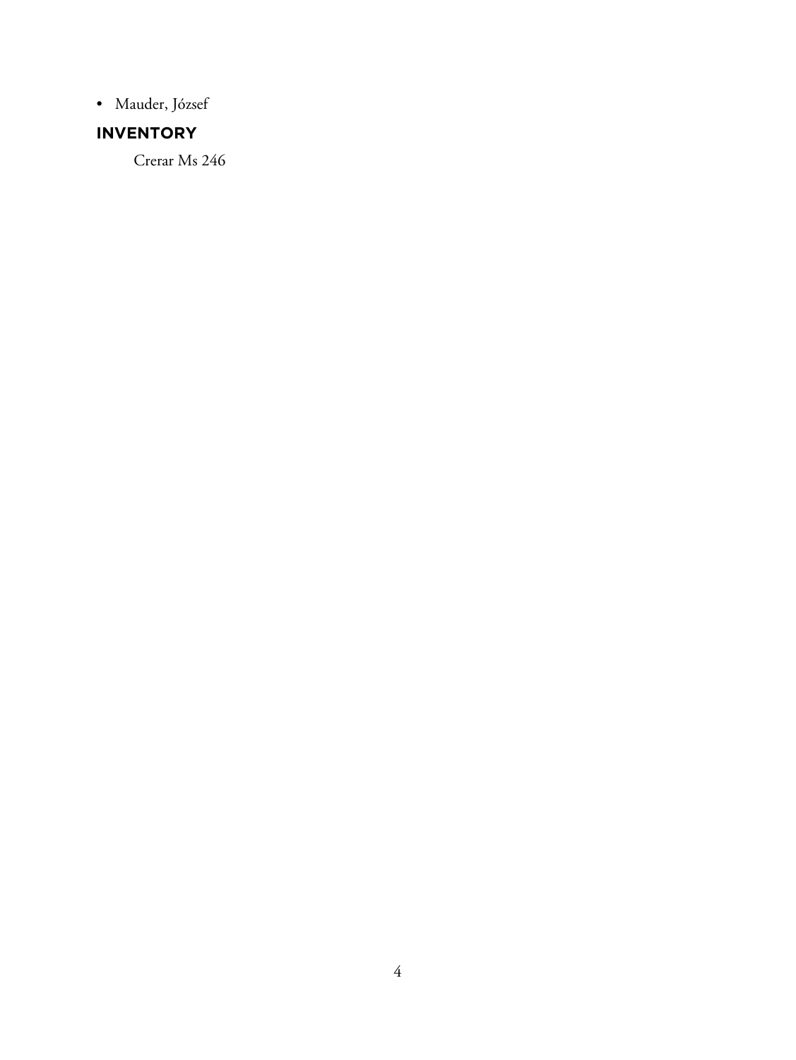- Mauder, József

## INVENTORY

Crerar Ms 246